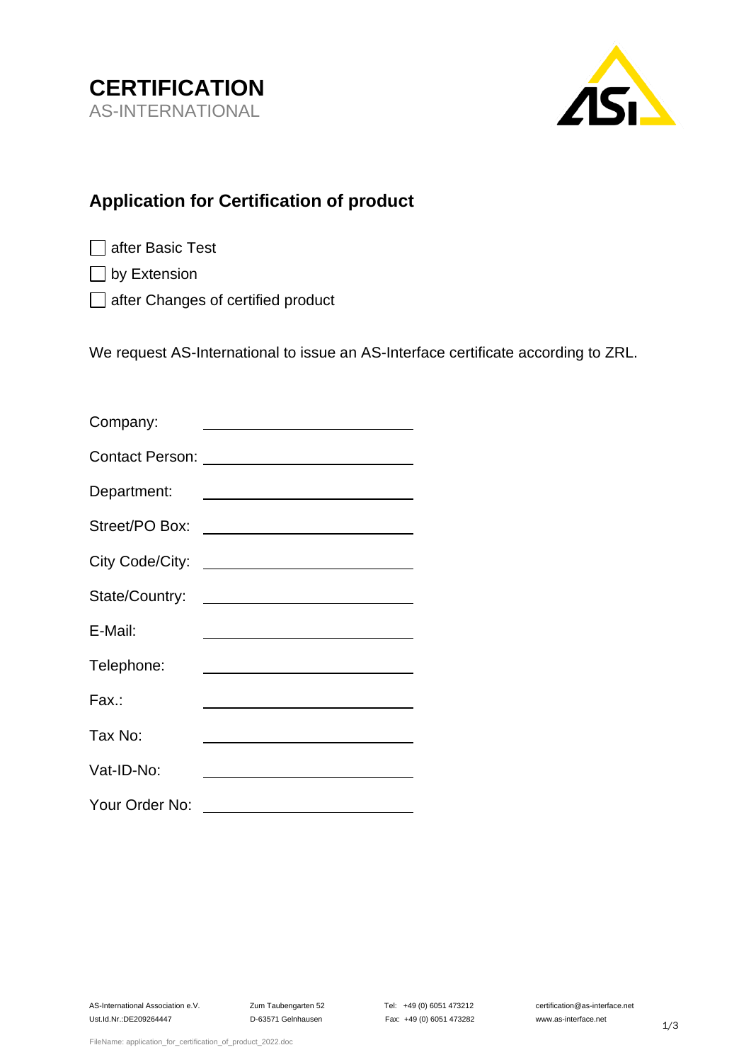**CERTIFICATION**
AS-INTERNATIONAL

## Application for Certification of product

- ☐ after Basic Test
- ☐ by Extension
- ☐ after Changes of certified product

We request AS-International to issue an AS-Interface certificate according to ZRL.

Company: ______________________

Contact Person: ______________________

Department: ______________________

Street/PO Box: ______________________

City Code/City: ______________________

State/Country: ______________________

E-Mail: ______________________

Telephone: ______________________

Fax.: ______________________

Tax No: ______________________

Vat-ID-No: ______________________

Your Order No: ______________________

AS-International Association e.V.
Ust.Id.Nr.:DE209264447

Zum Taubengarten 52
D-63571 Gelnhausen

Tel: +49 (0) 6051 473212
Fax: +49 (0) 6051 473282

certification@as-interface.net
www.as-interface.net

FileName: application_for_certification_of_product_2022.doc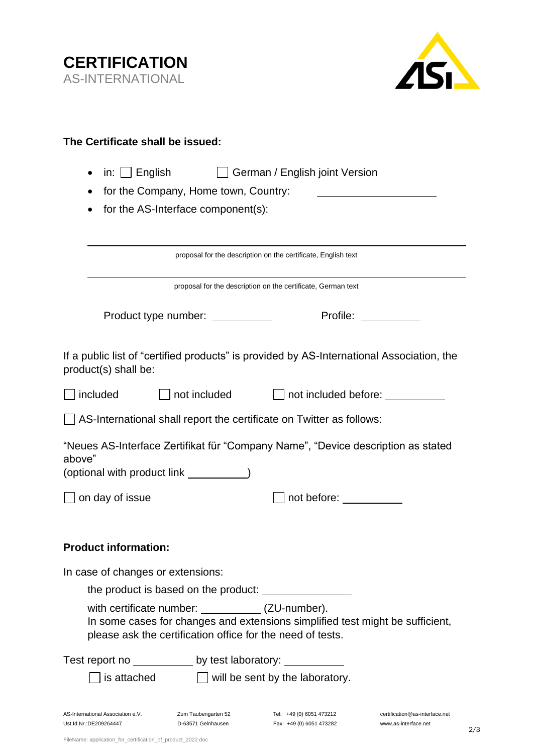**CERTIFICATION**
AS-INTERNATIONAL

**The Certificate shall be issued:**

- in: ☐ English ☐ German / English joint Version
- for the Company, Home town, Country: ____________
- for the AS-Interface component(s):

______________________________________________
proposal for the description on the certificate, English text

______________________________________________
proposal for the description on the certificate, German text

Product type number: __________ Profile: __________

If a public list of “certified products” is provided by AS-International Association, the product(s) shall be:

☐ included ☐ not included ☐ not included before: __________

☐ AS-International shall report the certificate on Twitter as follows:

“Neues AS-Interface Zertifikat für “Company Name”, “Device description as stated above”
(optional with product link __________)

☐ on day of issue ☐ not before: __________

**Product information:**

In case of changes or extensions:

the product is based on the product: __________

with certificate number: __________ (ZU-number).
In some cases for changes and extensions simplified test might be sufficient, please ask the certification office for the need of tests.

Test report no __________ by test laboratory: __________

☐ is attached ☐ will be sent by the laboratory.

AS-International Association e.V.
Ust.Id.Nr.:DE209264447
Zum Taubengarten 52
D-63571 Gelnhausen
Tel: +49 (0) 6051 473212
Fax: +49 (0) 6051 473282
certification@as-interface.net
www.as-interface.net

FileName: application_for_certification_of_product_2022.doc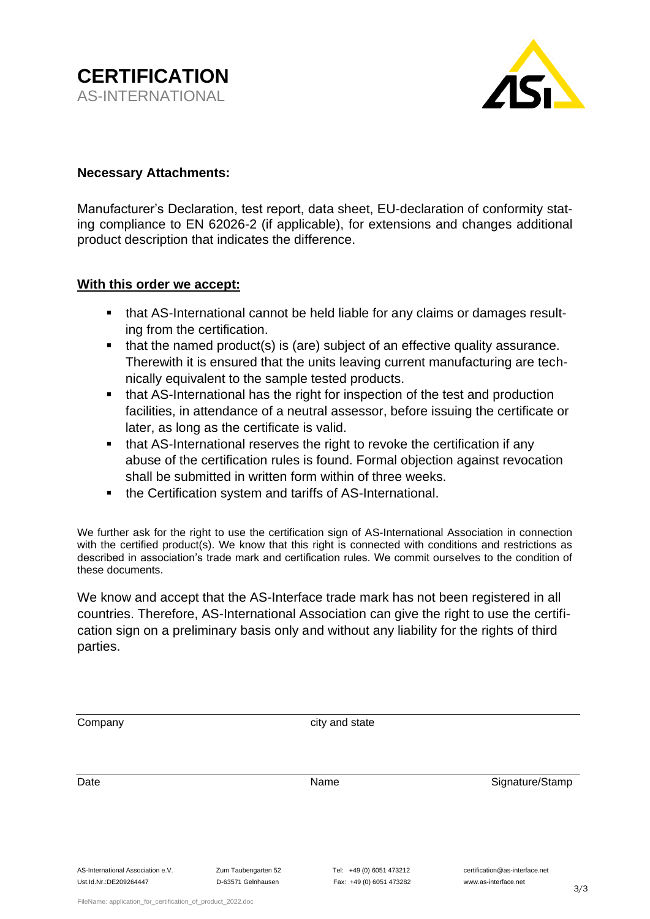# CERTIFICATION

AS-INTERNATIONAL

**Necessary Attachments:**

Manufacturer's Declaration, test report, data sheet, EU-declaration of conformity stating compliance to EN 62026-2 (if applicable), for extensions and changes additional product description that indicates the difference.

**With this order we accept:**

- that AS-International cannot be held liable for any claims or damages resulting from the certification.
- that the named product(s) is (are) subject of an effective quality assurance. Therewith it is ensured that the units leaving current manufacturing are technically equivalent to the sample tested products.
- that AS-International has the right for inspection of the test and production facilities, in attendance of a neutral assessor, before issuing the certificate or later, as long as the certificate is valid.
- that AS-International reserves the right to revoke the certification if any abuse of the certification rules is found. Formal objection against revocation shall be submitted in written form within of three weeks.
- the Certification system and tariffs of AS-International.

We further ask for the right to use the certification sign of AS-International Association in connection with the certified product(s). We know that this right is connected with conditions and restrictions as described in association's trade mark and certification rules. We commit ourselves to the condition of these documents.

We know and accept that the AS-Interface trade mark has not been registered in all countries. Therefore, AS-International Association can give the right to use the certification sign on a preliminary basis only and without any liability for the rights of third parties.

| | | |
|---|---|---|
| Company | city and state | |
| Date | Name | Signature/Stamp |

AS-International Association e.V. | Zum Taubengarten 52 | Tel: +49 (0) 6051 473212 | certification@as-interface.net
Ust.Id.Nr.:DE209264447 | D-63571 Gelnhausen | Fax: +49 (0) 6051 473282 | www.as-interface.net